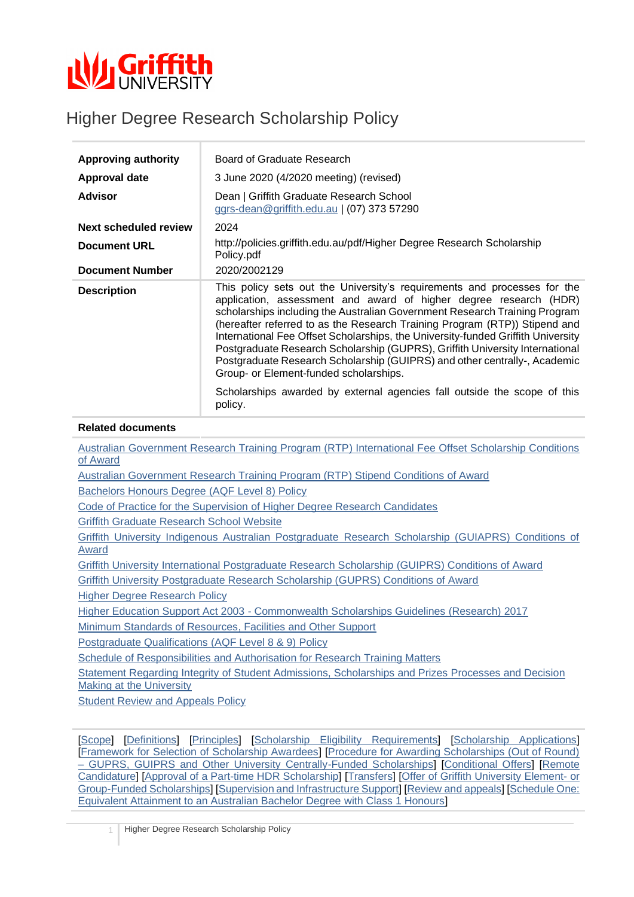Griffith UNIVERSITY

# Higher Degree Research Scholarship Policy

| | |
|---|---|
| **Approving authority** | Board of Graduate Research |
| **Approval date** | 3 June 2020 (4/2020 meeting) (revised) |
| **Advisor** | Dean \| Griffith Graduate Research School<br>ggrs-dean@griffith.edu.au \| (07) 373 57290 |
| **Next scheduled review** | 2024 |
| **Document URL** | http://policies.griffith.edu.au/pdf/Higher Degree Research Scholarship Policy.pdf |
| **Document Number** | 2020/2002129 |
| **Description** | This policy sets out the University's requirements and processes for the application, assessment and award of higher degree research (HDR) scholarships including the Australian Government Research Training Program (hereafter referred to as the Research Training Program (RTP)) Stipend and International Fee Offset Scholarships, the University-funded Griffith University Postgraduate Research Scholarship (GUPRS), Griffith University International Postgraduate Research Scholarship (GUIPRS) and other centrally-, Academic Group- or Element-funded scholarships.<br><br>Scholarships awarded by external agencies fall outside the scope of this policy. |

**Related documents**

Australian Government Research Training Program (RTP) International Fee Offset Scholarship Conditions of Award

Australian Government Research Training Program (RTP) Stipend Conditions of Award

Bachelors Honours Degree (AQF Level 8) Policy

Code of Practice for the Supervision of Higher Degree Research Candidates

Griffith Graduate Research School Website

Griffith University Indigenous Australian Postgraduate Research Scholarship (GUIAPRS) Conditions of Award

Griffith University International Postgraduate Research Scholarship (GUIPRS) Conditions of Award

Griffith University Postgraduate Research Scholarship (GUPRS) Conditions of Award

Higher Degree Research Policy

Higher Education Support Act 2003 - Commonwealth Scholarships Guidelines (Research) 2017

Minimum Standards of Resources, Facilities and Other Support

Postgraduate Qualifications (AQF Level 8 & 9) Policy

Schedule of Responsibilities and Authorisation for Research Training Matters

Statement Regarding Integrity of Student Admissions, Scholarships and Prizes Processes and Decision Making at the University

Student Review and Appeals Policy

[Scope] [Definitions] [Principles] [Scholarship Eligibility Requirements] [Scholarship Applications] [Framework for Selection of Scholarship Awardees] [Procedure for Awarding Scholarships (Out of Round) – GUPRS, GUIPRS and Other University Centrally-Funded Scholarships] [Conditional Offers] [Remote Candidature] [Approval of a Part-time HDR Scholarship] [Transfers] [Offer of Griffith University Element- or Group-Funded Scholarships] [Supervision and Infrastructure Support] [Review and appeals] [Schedule One: Equivalent Attainment to an Australian Bachelor Degree with Class 1 Honours]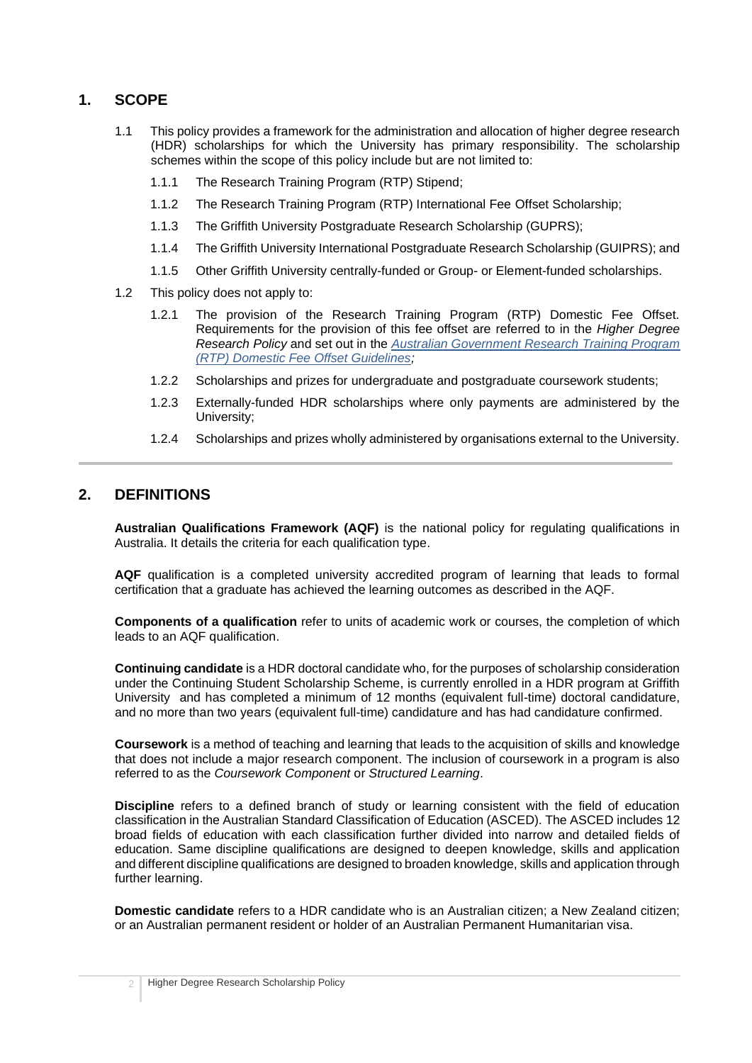## 1. SCOPE

1.1 This policy provides a framework for the administration and allocation of higher degree research (HDR) scholarships for which the University has primary responsibility. The scholarship schemes within the scope of this policy include but are not limited to:

- 1.1.1 The Research Training Program (RTP) Stipend;
- 1.1.2 The Research Training Program (RTP) International Fee Offset Scholarship;
- 1.1.3 The Griffith University Postgraduate Research Scholarship (GUPRS);
- 1.1.4 The Griffith University International Postgraduate Research Scholarship (GUIPRS); and
- 1.1.5 Other Griffith University centrally-funded or Group- or Element-funded scholarships.

1.2 This policy does not apply to:

- 1.2.1 The provision of the Research Training Program (RTP) Domestic Fee Offset. Requirements for the provision of this fee offset are referred to in the *Higher Degree Research Policy* and set out in the *[Australian Government Research Training Program (RTP) Domestic Fee Offset Guidelines](Australian Government Research Training Program (RTP) Domestic Fee Offset Guidelines);*
- 1.2.2 Scholarships and prizes for undergraduate and postgraduate coursework students;
- 1.2.3 Externally-funded HDR scholarships where only payments are administered by the University;
- 1.2.4 Scholarships and prizes wholly administered by organisations external to the University.

## 2. DEFINITIONS

**Australian Qualifications Framework (AQF)** is the national policy for regulating qualifications in Australia. It details the criteria for each qualification type.

**AQF** qualification is a completed university accredited program of learning that leads to formal certification that a graduate has achieved the learning outcomes as described in the AQF.

**Components of a qualification** refer to units of academic work or courses, the completion of which leads to an AQF qualification.

**Continuing candidate** is a HDR doctoral candidate who, for the purposes of scholarship consideration under the Continuing Student Scholarship Scheme, is currently enrolled in a HDR program at Griffith University and has completed a minimum of 12 months (equivalent full-time) doctoral candidature, and no more than two years (equivalent full-time) candidature and has had candidature confirmed.

**Coursework** is a method of teaching and learning that leads to the acquisition of skills and knowledge that does not include a major research component. The inclusion of coursework in a program is also referred to as the *Coursework Component* or *Structured Learning*.

**Discipline** refers to a defined branch of study or learning consistent with the field of education classification in the Australian Standard Classification of Education (ASCED). The ASCED includes 12 broad fields of education with each classification further divided into narrow and detailed fields of education. Same discipline qualifications are designed to deepen knowledge, skills and application and different discipline qualifications are designed to broaden knowledge, skills and application through further learning.

**Domestic candidate** refers to a HDR candidate who is an Australian citizen; a New Zealand citizen; or an Australian permanent resident or holder of an Australian Permanent Humanitarian visa.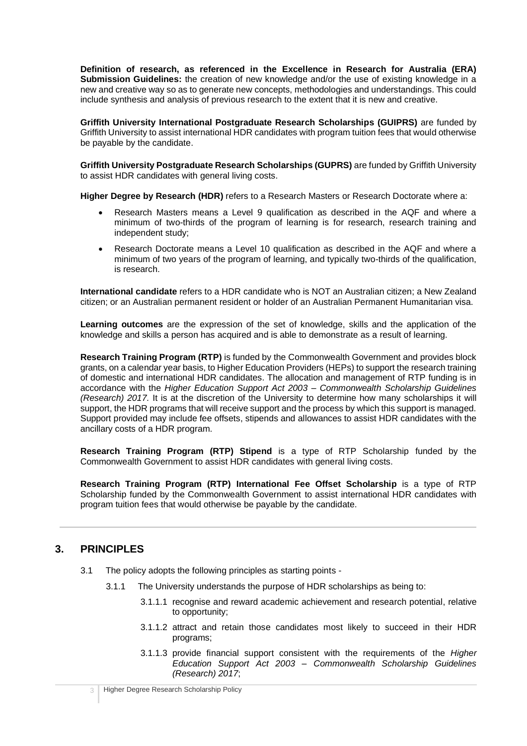**Definition of research, as referenced in the Excellence in Research for Australia (ERA) Submission Guidelines:** the creation of new knowledge and/or the use of existing knowledge in a new and creative way so as to generate new concepts, methodologies and understandings. This could include synthesis and analysis of previous research to the extent that it is new and creative.

**Griffith University International Postgraduate Research Scholarships (GUIPRS)** are funded by Griffith University to assist international HDR candidates with program tuition fees that would otherwise be payable by the candidate.

**Griffith University Postgraduate Research Scholarships (GUPRS)** are funded by Griffith University to assist HDR candidates with general living costs.

**Higher Degree by Research (HDR)** refers to a Research Masters or Research Doctorate where a:

- Research Masters means a Level 9 qualification as described in the AQF and where a minimum of two-thirds of the program of learning is for research, research training and independent study;
- Research Doctorate means a Level 10 qualification as described in the AQF and where a minimum of two years of the program of learning, and typically two-thirds of the qualification, is research.

**International candidate** refers to a HDR candidate who is NOT an Australian citizen; a New Zealand citizen; or an Australian permanent resident or holder of an Australian Permanent Humanitarian visa.

**Learning outcomes** are the expression of the set of knowledge, skills and the application of the knowledge and skills a person has acquired and is able to demonstrate as a result of learning.

**Research Training Program (RTP)** is funded by the Commonwealth Government and provides block grants, on a calendar year basis, to Higher Education Providers (HEPs) to support the research training of domestic and international HDR candidates. The allocation and management of RTP funding is in accordance with the *Higher Education Support Act 2003 – Commonwealth Scholarship Guidelines (Research) 2017.* It is at the discretion of the University to determine how many scholarships it will support, the HDR programs that will receive support and the process by which this support is managed. Support provided may include fee offsets, stipends and allowances to assist HDR candidates with the ancillary costs of a HDR program.

**Research Training Program (RTP) Stipend** is a type of RTP Scholarship funded by the Commonwealth Government to assist HDR candidates with general living costs.

**Research Training Program (RTP) International Fee Offset Scholarship** is a type of RTP Scholarship funded by the Commonwealth Government to assist international HDR candidates with program tuition fees that would otherwise be payable by the candidate.

## 3. PRINCIPLES

3.1 The policy adopts the following principles as starting points -

3.1.1 The University understands the purpose of HDR scholarships as being to:

3.1.1.1 recognise and reward academic achievement and research potential, relative to opportunity;

3.1.1.2 attract and retain those candidates most likely to succeed in their HDR programs;

3.1.1.3 provide financial support consistent with the requirements of the *Higher Education Support Act 2003 – Commonwealth Scholarship Guidelines (Research) 2017*;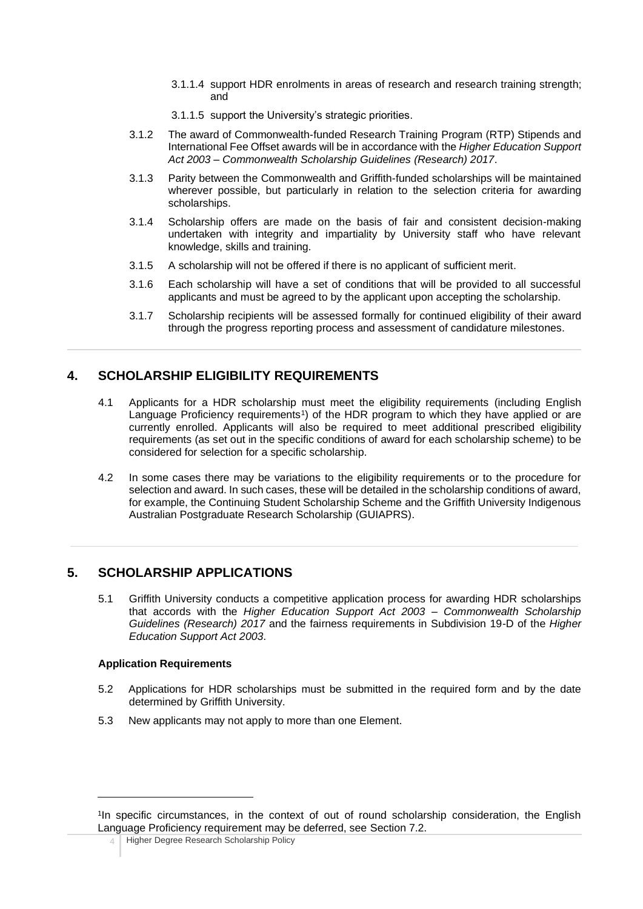3.1.1.4 support HDR enrolments in areas of research and research training strength; and

3.1.1.5 support the University's strategic priorities.

3.1.2 The award of Commonwealth-funded Research Training Program (RTP) Stipends and International Fee Offset awards will be in accordance with the *Higher Education Support Act 2003 – Commonwealth Scholarship Guidelines (Research) 2017*.

3.1.3 Parity between the Commonwealth and Griffith-funded scholarships will be maintained wherever possible, but particularly in relation to the selection criteria for awarding scholarships.

3.1.4 Scholarship offers are made on the basis of fair and consistent decision-making undertaken with integrity and impartiality by University staff who have relevant knowledge, skills and training.

3.1.5 A scholarship will not be offered if there is no applicant of sufficient merit.

3.1.6 Each scholarship will have a set of conditions that will be provided to all successful applicants and must be agreed to by the applicant upon accepting the scholarship.

3.1.7 Scholarship recipients will be assessed formally for continued eligibility of their award through the progress reporting process and assessment of candidature milestones.

## 4. SCHOLARSHIP ELIGIBILITY REQUIREMENTS

4.1 Applicants for a HDR scholarship must meet the eligibility requirements (including English Language Proficiency requirements[1]) of the HDR program to which they have applied or are currently enrolled. Applicants will also be required to meet additional prescribed eligibility requirements (as set out in the specific conditions of award for each scholarship scheme) to be considered for selection for a specific scholarship.

4.2 In some cases there may be variations to the eligibility requirements or to the procedure for selection and award. In such cases, these will be detailed in the scholarship conditions of award, for example, the Continuing Student Scholarship Scheme and the Griffith University Indigenous Australian Postgraduate Research Scholarship (GUIAPRS).

## 5. SCHOLARSHIP APPLICATIONS

5.1 Griffith University conducts a competitive application process for awarding HDR scholarships that accords with the *Higher Education Support Act 2003 – Commonwealth Scholarship Guidelines (Research) 2017* and the fairness requirements in Subdivision 19-D of the *Higher Education Support Act 2003*.

**Application Requirements**

5.2 Applications for HDR scholarships must be submitted in the required form and by the date determined by Griffith University.

5.3 New applicants may not apply to more than one Element.

[1]In specific circumstances, in the context of out of round scholarship consideration, the English Language Proficiency requirement may be deferred, see Section 7.2.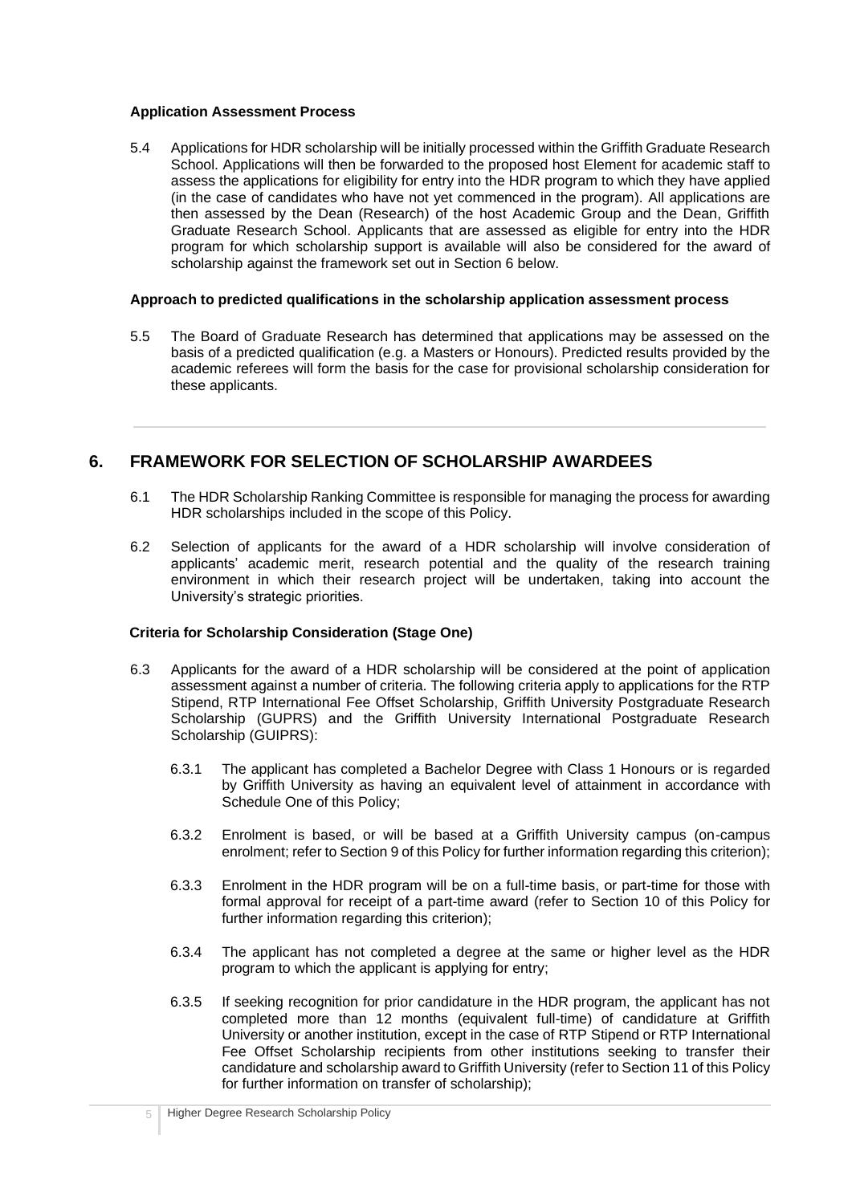**Application Assessment Process**

5.4 Applications for HDR scholarship will be initially processed within the Griffith Graduate Research School. Applications will then be forwarded to the proposed host Element for academic staff to assess the applications for eligibility for entry into the HDR program to which they have applied (in the case of candidates who have not yet commenced in the program). All applications are then assessed by the Dean (Research) of the host Academic Group and the Dean, Griffith Graduate Research School. Applicants that are assessed as eligible for entry into the HDR program for which scholarship support is available will also be considered for the award of scholarship against the framework set out in Section 6 below.

**Approach to predicted qualifications in the scholarship application assessment process**

5.5 The Board of Graduate Research has determined that applications may be assessed on the basis of a predicted qualification (e.g. a Masters or Honours). Predicted results provided by the academic referees will form the basis for the case for provisional scholarship consideration for these applicants.

## 6. FRAMEWORK FOR SELECTION OF SCHOLARSHIP AWARDEES

6.1 The HDR Scholarship Ranking Committee is responsible for managing the process for awarding HDR scholarships included in the scope of this Policy.

6.2 Selection of applicants for the award of a HDR scholarship will involve consideration of applicants' academic merit, research potential and the quality of the research training environment in which their research project will be undertaken, taking into account the University's strategic priorities.

**Criteria for Scholarship Consideration (Stage One)**

6.3 Applicants for the award of a HDR scholarship will be considered at the point of application assessment against a number of criteria. The following criteria apply to applications for the RTP Stipend, RTP International Fee Offset Scholarship, Griffith University Postgraduate Research Scholarship (GUPRS) and the Griffith University International Postgraduate Research Scholarship (GUIPRS):

6.3.1 The applicant has completed a Bachelor Degree with Class 1 Honours or is regarded by Griffith University as having an equivalent level of attainment in accordance with Schedule One of this Policy;

6.3.2 Enrolment is based, or will be based at a Griffith University campus (on-campus enrolment; refer to Section 9 of this Policy for further information regarding this criterion);

6.3.3 Enrolment in the HDR program will be on a full-time basis, or part-time for those with formal approval for receipt of a part-time award (refer to Section 10 of this Policy for further information regarding this criterion);

6.3.4 The applicant has not completed a degree at the same or higher level as the HDR program to which the applicant is applying for entry;

6.3.5 If seeking recognition for prior candidature in the HDR program, the applicant has not completed more than 12 months (equivalent full-time) of candidature at Griffith University or another institution, except in the case of RTP Stipend or RTP International Fee Offset Scholarship recipients from other institutions seeking to transfer their candidature and scholarship award to Griffith University (refer to Section 11 of this Policy for further information on transfer of scholarship);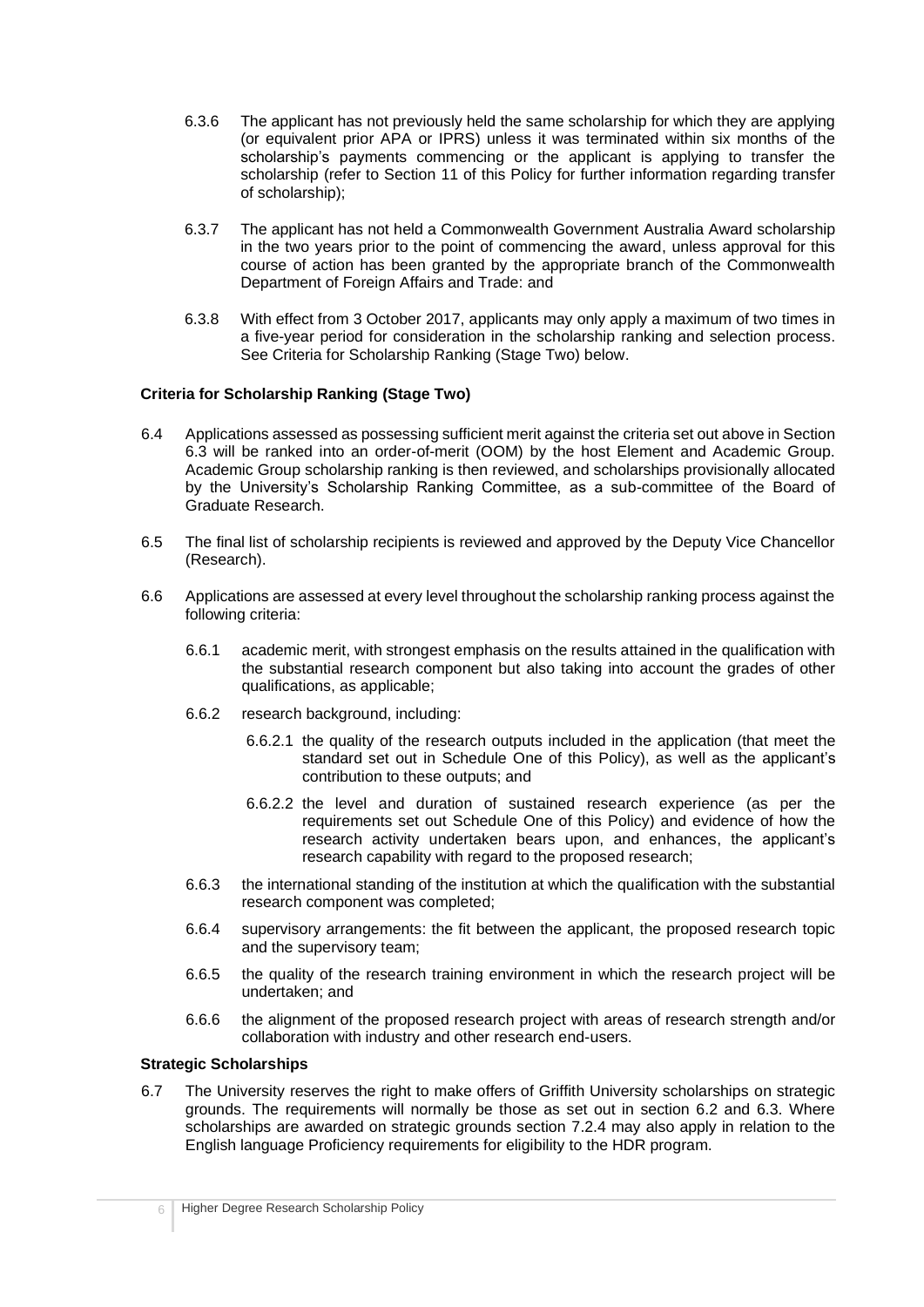6.3.6 The applicant has not previously held the same scholarship for which they are applying (or equivalent prior APA or IPRS) unless it was terminated within six months of the scholarship's payments commencing or the applicant is applying to transfer the scholarship (refer to Section 11 of this Policy for further information regarding transfer of scholarship);

6.3.7 The applicant has not held a Commonwealth Government Australia Award scholarship in the two years prior to the point of commencing the award, unless approval for this course of action has been granted by the appropriate branch of the Commonwealth Department of Foreign Affairs and Trade: and

6.3.8 With effect from 3 October 2017, applicants may only apply a maximum of two times in a five-year period for consideration in the scholarship ranking and selection process. See Criteria for Scholarship Ranking (Stage Two) below.

**Criteria for Scholarship Ranking (Stage Two)**

6.4 Applications assessed as possessing sufficient merit against the criteria set out above in Section 6.3 will be ranked into an order-of-merit (OOM) by the host Element and Academic Group. Academic Group scholarship ranking is then reviewed, and scholarships provisionally allocated by the University's Scholarship Ranking Committee, as a sub-committee of the Board of Graduate Research.

6.5 The final list of scholarship recipients is reviewed and approved by the Deputy Vice Chancellor (Research).

6.6 Applications are assessed at every level throughout the scholarship ranking process against the following criteria:

6.6.1 academic merit, with strongest emphasis on the results attained in the qualification with the substantial research component but also taking into account the grades of other qualifications, as applicable;

6.6.2 research background, including:

6.6.2.1 the quality of the research outputs included in the application (that meet the standard set out in Schedule One of this Policy), as well as the applicant's contribution to these outputs; and

6.6.2.2 the level and duration of sustained research experience (as per the requirements set out Schedule One of this Policy) and evidence of how the research activity undertaken bears upon, and enhances, the applicant's research capability with regard to the proposed research;

6.6.3 the international standing of the institution at which the qualification with the substantial research component was completed;

6.6.4 supervisory arrangements: the fit between the applicant, the proposed research topic and the supervisory team;

6.6.5 the quality of the research training environment in which the research project will be undertaken; and

6.6.6 the alignment of the proposed research project with areas of research strength and/or collaboration with industry and other research end-users.

**Strategic Scholarships**

6.7 The University reserves the right to make offers of Griffith University scholarships on strategic grounds. The requirements will normally be those as set out in section 6.2 and 6.3. Where scholarships are awarded on strategic grounds section 7.2.4 may also apply in relation to the English language Proficiency requirements for eligibility to the HDR program.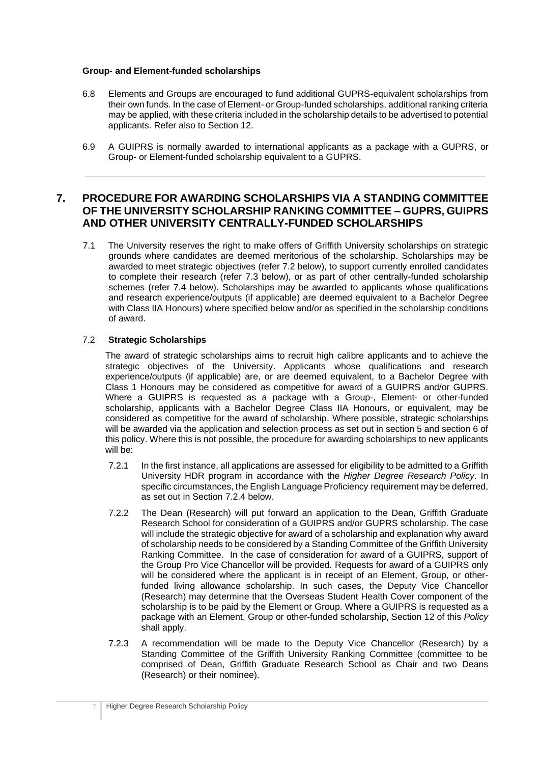**Group- and Element-funded scholarships**

6.8 Elements and Groups are encouraged to fund additional GUPRS-equivalent scholarships from their own funds. In the case of Element- or Group-funded scholarships, additional ranking criteria may be applied, with these criteria included in the scholarship details to be advertised to potential applicants. Refer also to Section 12.

6.9 A GUIPRS is normally awarded to international applicants as a package with a GUPRS, or Group- or Element-funded scholarship equivalent to a GUPRS.

## 7. PROCEDURE FOR AWARDING SCHOLARSHIPS VIA A STANDING COMMITTEE OF THE UNIVERSITY SCHOLARSHIP RANKING COMMITTEE – GUPRS, GUIPRS AND OTHER UNIVERSITY CENTRALLY-FUNDED SCHOLARSHIPS

7.1 The University reserves the right to make offers of Griffith University scholarships on strategic grounds where candidates are deemed meritorious of the scholarship. Scholarships may be awarded to meet strategic objectives (refer 7.2 below), to support currently enrolled candidates to complete their research (refer 7.3 below), or as part of other centrally-funded scholarship schemes (refer 7.4 below). Scholarships may be awarded to applicants whose qualifications and research experience/outputs (if applicable) are deemed equivalent to a Bachelor Degree with Class IIA Honours) where specified below and/or as specified in the scholarship conditions of award.

7.2 **Strategic Scholarships**

The award of strategic scholarships aims to recruit high calibre applicants and to achieve the strategic objectives of the University. Applicants whose qualifications and research experience/outputs (if applicable) are, or are deemed equivalent, to a Bachelor Degree with Class 1 Honours may be considered as competitive for award of a GUIPRS and/or GUPRS. Where a GUIPRS is requested as a package with a Group-, Element- or other-funded scholarship, applicants with a Bachelor Degree Class IIA Honours, or equivalent, may be considered as competitive for the award of scholarship. Where possible, strategic scholarships will be awarded via the application and selection process as set out in section 5 and section 6 of this policy. Where this is not possible, the procedure for awarding scholarships to new applicants will be:

7.2.1 In the first instance, all applications are assessed for eligibility to be admitted to a Griffith University HDR program in accordance with the *Higher Degree Research Policy*. In specific circumstances, the English Language Proficiency requirement may be deferred, as set out in Section 7.2.4 below.

7.2.2 The Dean (Research) will put forward an application to the Dean, Griffith Graduate Research School for consideration of a GUIPRS and/or GUPRS scholarship. The case will include the strategic objective for award of a scholarship and explanation why award of scholarship needs to be considered by a Standing Committee of the Griffith University Ranking Committee. In the case of consideration for award of a GUIPRS, support of the Group Pro Vice Chancellor will be provided. Requests for award of a GUIPRS only will be considered where the applicant is in receipt of an Element, Group, or other-funded living allowance scholarship. In such cases, the Deputy Vice Chancellor (Research) may determine that the Overseas Student Health Cover component of the scholarship is to be paid by the Element or Group. Where a GUIPRS is requested as a package with an Element, Group or other-funded scholarship, Section 12 of this *Policy* shall apply.

7.2.3 A recommendation will be made to the Deputy Vice Chancellor (Research) by a Standing Committee of the Griffith University Ranking Committee (committee to be comprised of Dean, Griffith Graduate Research School as Chair and two Deans (Research) or their nominee).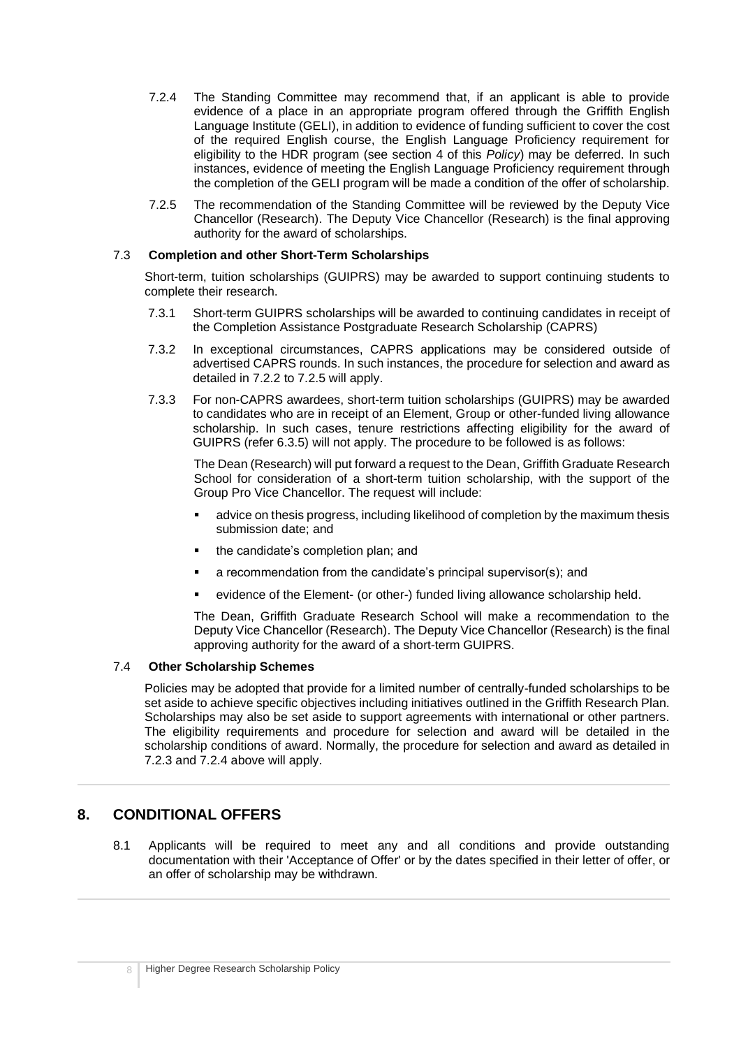7.2.4 The Standing Committee may recommend that, if an applicant is able to provide evidence of a place in an appropriate program offered through the Griffith English Language Institute (GELI), in addition to evidence of funding sufficient to cover the cost of the required English course, the English Language Proficiency requirement for eligibility to the HDR program (see section 4 of this *Policy*) may be deferred. In such instances, evidence of meeting the English Language Proficiency requirement through the completion of the GELI program will be made a condition of the offer of scholarship.

7.2.5 The recommendation of the Standing Committee will be reviewed by the Deputy Vice Chancellor (Research). The Deputy Vice Chancellor (Research) is the final approving authority for the award of scholarships.

### 7.3 Completion and other Short-Term Scholarships

Short-term, tuition scholarships (GUIPRS) may be awarded to support continuing students to complete their research.

7.3.1 Short-term GUIPRS scholarships will be awarded to continuing candidates in receipt of the Completion Assistance Postgraduate Research Scholarship (CAPRS)

7.3.2 In exceptional circumstances, CAPRS applications may be considered outside of advertised CAPRS rounds. In such instances, the procedure for selection and award as detailed in 7.2.2 to 7.2.5 will apply.

7.3.3 For non-CAPRS awardees, short-term tuition scholarships (GUIPRS) may be awarded to candidates who are in receipt of an Element, Group or other-funded living allowance scholarship. In such cases, tenure restrictions affecting eligibility for the award of GUIPRS (refer 6.3.5) will not apply. The procedure to be followed is as follows:

The Dean (Research) will put forward a request to the Dean, Griffith Graduate Research School for consideration of a short-term tuition scholarship, with the support of the Group Pro Vice Chancellor. The request will include:

- advice on thesis progress, including likelihood of completion by the maximum thesis submission date; and
- the candidate's completion plan; and
- a recommendation from the candidate's principal supervisor(s); and
- evidence of the Element- (or other-) funded living allowance scholarship held.

The Dean, Griffith Graduate Research School will make a recommendation to the Deputy Vice Chancellor (Research). The Deputy Vice Chancellor (Research) is the final approving authority for the award of a short-term GUIPRS.

### 7.4 Other Scholarship Schemes

Policies may be adopted that provide for a limited number of centrally-funded scholarships to be set aside to achieve specific objectives including initiatives outlined in the Griffith Research Plan. Scholarships may also be set aside to support agreements with international or other partners. The eligibility requirements and procedure for selection and award will be detailed in the scholarship conditions of award. Normally, the procedure for selection and award as detailed in 7.2.3 and 7.2.4 above will apply.

## 8. CONDITIONAL OFFERS

8.1 Applicants will be required to meet any and all conditions and provide outstanding documentation with their 'Acceptance of Offer' or by the dates specified in their letter of offer, or an offer of scholarship may be withdrawn.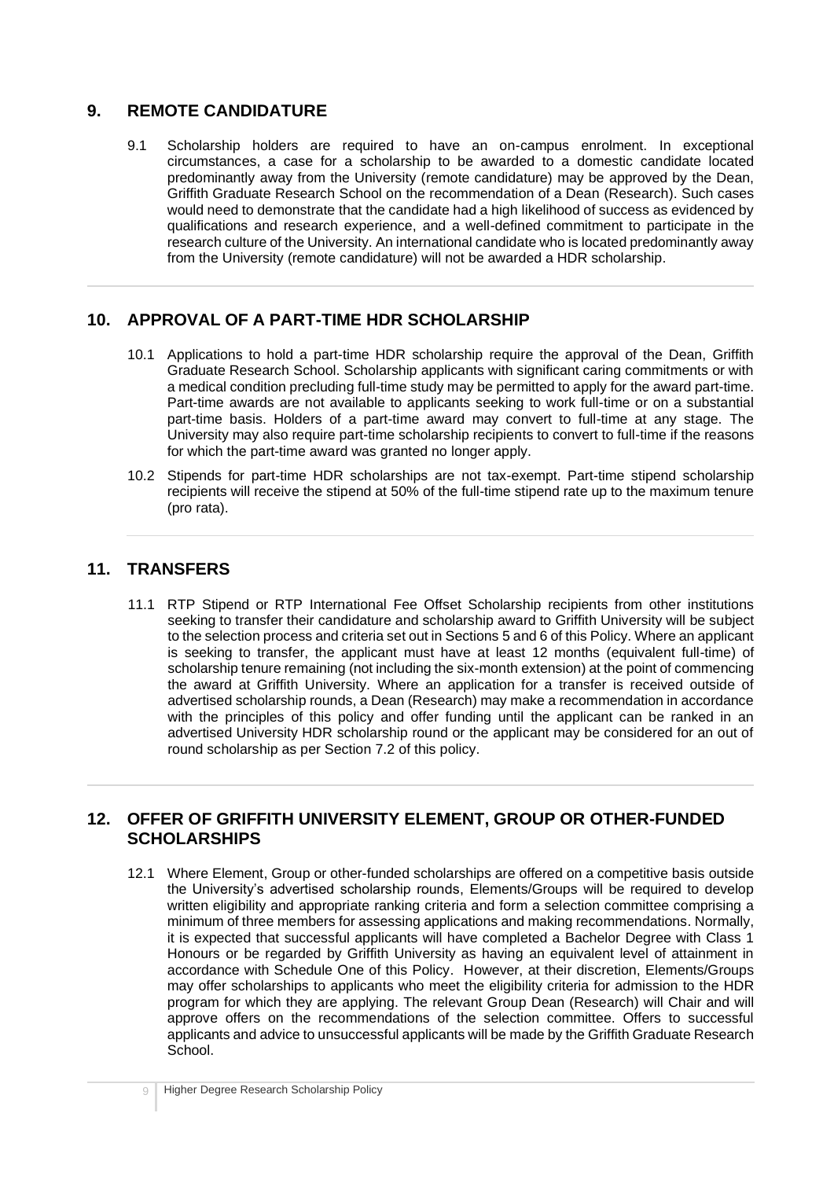## 9. REMOTE CANDIDATURE

9.1 Scholarship holders are required to have an on-campus enrolment. In exceptional circumstances, a case for a scholarship to be awarded to a domestic candidate located predominantly away from the University (remote candidature) may be approved by the Dean, Griffith Graduate Research School on the recommendation of a Dean (Research). Such cases would need to demonstrate that the candidate had a high likelihood of success as evidenced by qualifications and research experience, and a well-defined commitment to participate in the research culture of the University. An international candidate who is located predominantly away from the University (remote candidature) will not be awarded a HDR scholarship.

## 10. APPROVAL OF A PART-TIME HDR SCHOLARSHIP

10.1 Applications to hold a part-time HDR scholarship require the approval of the Dean, Griffith Graduate Research School. Scholarship applicants with significant caring commitments or with a medical condition precluding full-time study may be permitted to apply for the award part-time. Part-time awards are not available to applicants seeking to work full-time or on a substantial part-time basis. Holders of a part-time award may convert to full-time at any stage. The University may also require part-time scholarship recipients to convert to full-time if the reasons for which the part-time award was granted no longer apply.

10.2 Stipends for part-time HDR scholarships are not tax-exempt. Part-time stipend scholarship recipients will receive the stipend at 50% of the full-time stipend rate up to the maximum tenure (pro rata).

## 11. TRANSFERS

11.1 RTP Stipend or RTP International Fee Offset Scholarship recipients from other institutions seeking to transfer their candidature and scholarship award to Griffith University will be subject to the selection process and criteria set out in Sections 5 and 6 of this Policy. Where an applicant is seeking to transfer, the applicant must have at least 12 months (equivalent full-time) of scholarship tenure remaining (not including the six-month extension) at the point of commencing the award at Griffith University. Where an application for a transfer is received outside of advertised scholarship rounds, a Dean (Research) may make a recommendation in accordance with the principles of this policy and offer funding until the applicant can be ranked in an advertised University HDR scholarship round or the applicant may be considered for an out of round scholarship as per Section 7.2 of this policy.

## 12. OFFER OF GRIFFITH UNIVERSITY ELEMENT, GROUP OR OTHER-FUNDED SCHOLARSHIPS

12.1 Where Element, Group or other-funded scholarships are offered on a competitive basis outside the University's advertised scholarship rounds, Elements/Groups will be required to develop written eligibility and appropriate ranking criteria and form a selection committee comprising a minimum of three members for assessing applications and making recommendations. Normally, it is expected that successful applicants will have completed a Bachelor Degree with Class 1 Honours or be regarded by Griffith University as having an equivalent level of attainment in accordance with Schedule One of this Policy. However, at their discretion, Elements/Groups may offer scholarships to applicants who meet the eligibility criteria for admission to the HDR program for which they are applying. The relevant Group Dean (Research) will Chair and will approve offers on the recommendations of the selection committee. Offers to successful applicants and advice to unsuccessful applicants will be made by the Griffith Graduate Research School.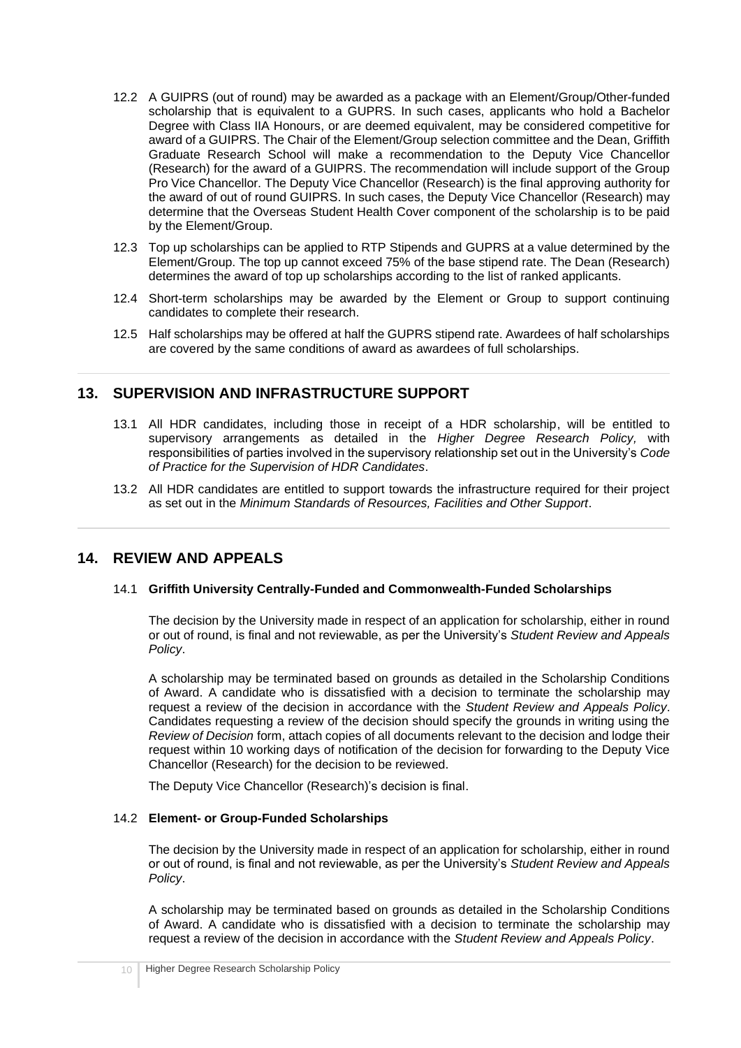12.2 A GUIPRS (out of round) may be awarded as a package with an Element/Group/Other-funded scholarship that is equivalent to a GUPRS. In such cases, applicants who hold a Bachelor Degree with Class IIA Honours, or are deemed equivalent, may be considered competitive for award of a GUIPRS. The Chair of the Element/Group selection committee and the Dean, Griffith Graduate Research School will make a recommendation to the Deputy Vice Chancellor (Research) for the award of a GUIPRS. The recommendation will include support of the Group Pro Vice Chancellor. The Deputy Vice Chancellor (Research) is the final approving authority for the award of out of round GUIPRS. In such cases, the Deputy Vice Chancellor (Research) may determine that the Overseas Student Health Cover component of the scholarship is to be paid by the Element/Group.

12.3 Top up scholarships can be applied to RTP Stipends and GUPRS at a value determined by the Element/Group. The top up cannot exceed 75% of the base stipend rate. The Dean (Research) determines the award of top up scholarships according to the list of ranked applicants.

12.4 Short-term scholarships may be awarded by the Element or Group to support continuing candidates to complete their research.

12.5 Half scholarships may be offered at half the GUPRS stipend rate. Awardees of half scholarships are covered by the same conditions of award as awardees of full scholarships.

## 13. SUPERVISION AND INFRASTRUCTURE SUPPORT

13.1 All HDR candidates, including those in receipt of a HDR scholarship, will be entitled to supervisory arrangements as detailed in the *Higher Degree Research Policy,* with responsibilities of parties involved in the supervisory relationship set out in the University's *Code of Practice for the Supervision of HDR Candidates*.

13.2 All HDR candidates are entitled to support towards the infrastructure required for their project as set out in the *Minimum Standards of Resources, Facilities and Other Support*.

## 14. REVIEW AND APPEALS

### 14.1 Griffith University Centrally-Funded and Commonwealth-Funded Scholarships

The decision by the University made in respect of an application for scholarship, either in round or out of round, is final and not reviewable, as per the University's *Student Review and Appeals Policy*.

A scholarship may be terminated based on grounds as detailed in the Scholarship Conditions of Award. A candidate who is dissatisfied with a decision to terminate the scholarship may request a review of the decision in accordance with the *Student Review and Appeals Policy*. Candidates requesting a review of the decision should specify the grounds in writing using the *Review of Decision* form, attach copies of all documents relevant to the decision and lodge their request within 10 working days of notification of the decision for forwarding to the Deputy Vice Chancellor (Research) for the decision to be reviewed.

The Deputy Vice Chancellor (Research)'s decision is final.

### 14.2 Element- or Group-Funded Scholarships

The decision by the University made in respect of an application for scholarship, either in round or out of round, is final and not reviewable, as per the University's *Student Review and Appeals Policy*.

A scholarship may be terminated based on grounds as detailed in the Scholarship Conditions of Award. A candidate who is dissatisfied with a decision to terminate the scholarship may request a review of the decision in accordance with the *Student Review and Appeals Policy*.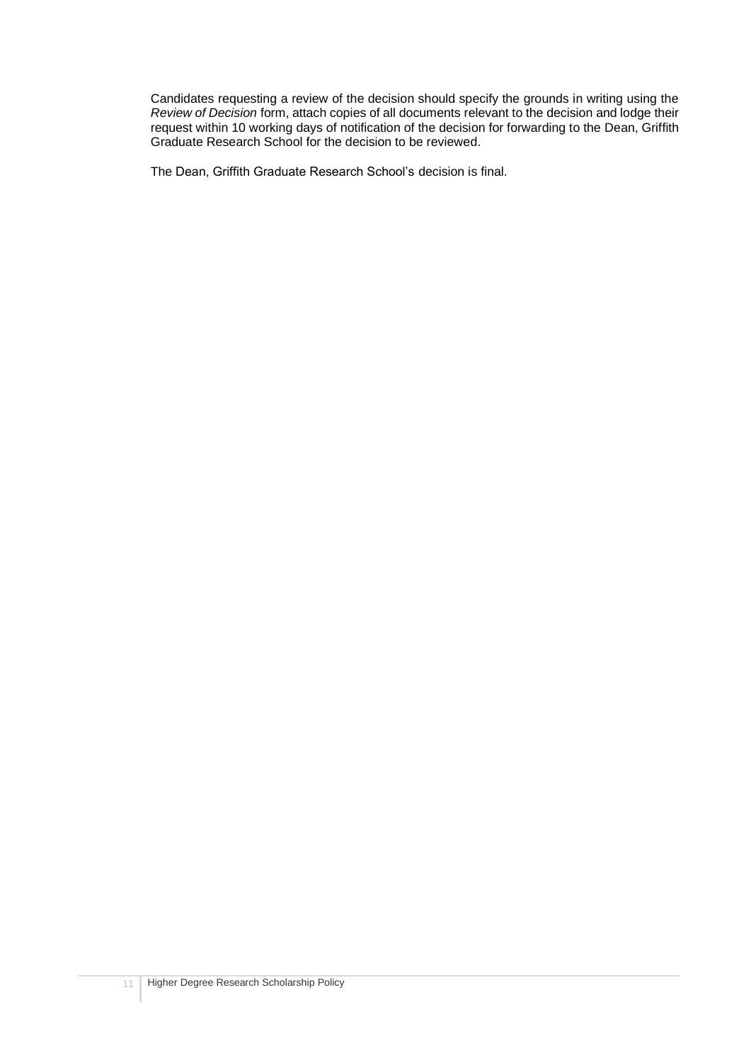Candidates requesting a review of the decision should specify the grounds in writing using the *Review of Decision* form, attach copies of all documents relevant to the decision and lodge their request within 10 working days of notification of the decision for forwarding to the Dean, Griffith Graduate Research School for the decision to be reviewed.

The Dean, Griffith Graduate Research School's decision is final.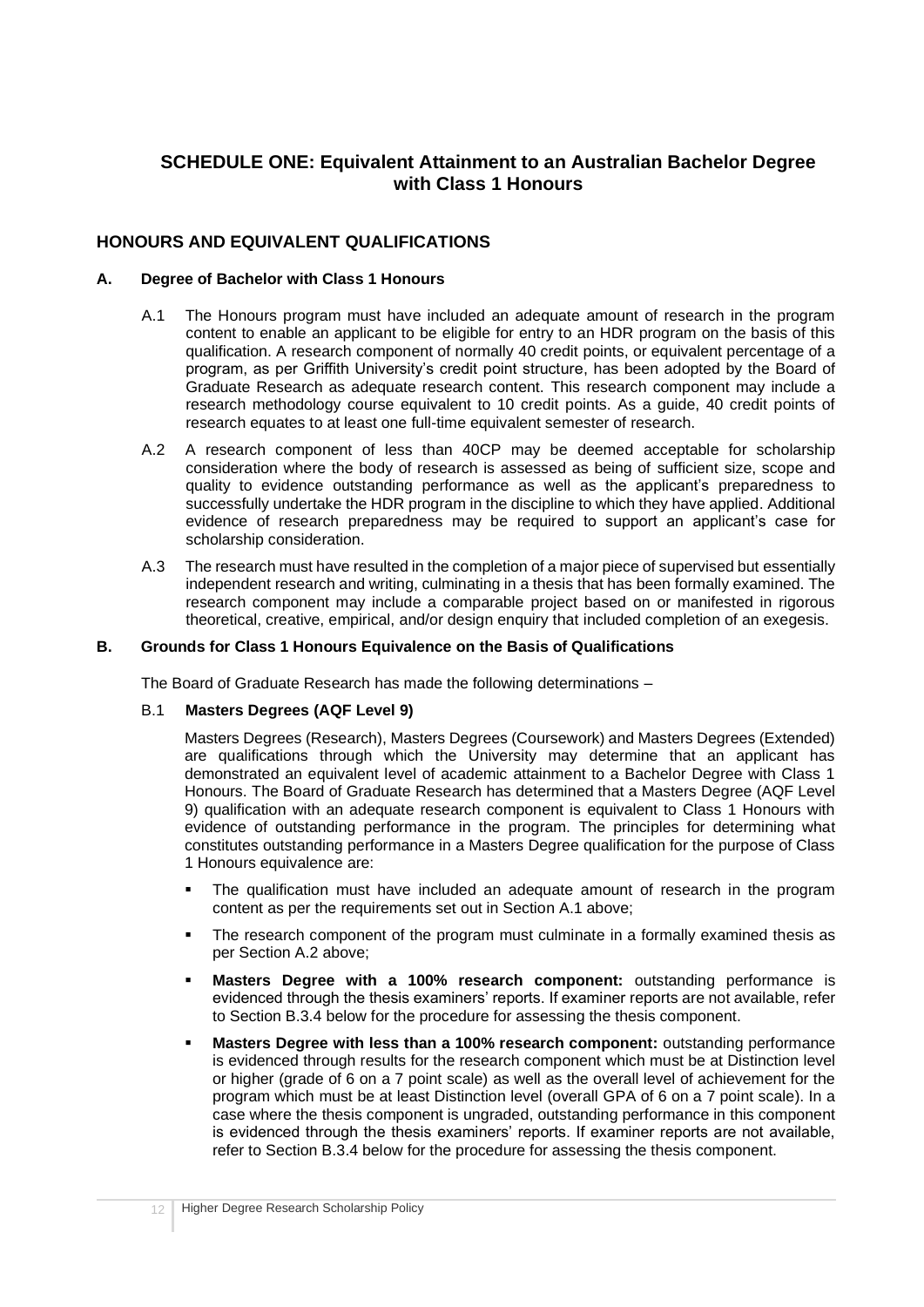# SCHEDULE ONE: Equivalent Attainment to an Australian Bachelor Degree with Class 1 Honours

## HONOURS AND EQUIVALENT QUALIFICATIONS

### A. Degree of Bachelor with Class 1 Honours

A.1 The Honours program must have included an adequate amount of research in the program content to enable an applicant to be eligible for entry to an HDR program on the basis of this qualification. A research component of normally 40 credit points, or equivalent percentage of a program, as per Griffith University's credit point structure, has been adopted by the Board of Graduate Research as adequate research content. This research component may include a research methodology course equivalent to 10 credit points. As a guide, 40 credit points of research equates to at least one full-time equivalent semester of research.

A.2 A research component of less than 40CP may be deemed acceptable for scholarship consideration where the body of research is assessed as being of sufficient size, scope and quality to evidence outstanding performance as well as the applicant's preparedness to successfully undertake the HDR program in the discipline to which they have applied. Additional evidence of research preparedness may be required to support an applicant's case for scholarship consideration.

A.3 The research must have resulted in the completion of a major piece of supervised but essentially independent research and writing, culminating in a thesis that has been formally examined. The research component may include a comparable project based on or manifested in rigorous theoretical, creative, empirical, and/or design enquiry that included completion of an exegesis.

### B. Grounds for Class 1 Honours Equivalence on the Basis of Qualifications

The Board of Graduate Research has made the following determinations –

#### B.1 Masters Degrees (AQF Level 9)

Masters Degrees (Research), Masters Degrees (Coursework) and Masters Degrees (Extended) are qualifications through which the University may determine that an applicant has demonstrated an equivalent level of academic attainment to a Bachelor Degree with Class 1 Honours. The Board of Graduate Research has determined that a Masters Degree (AQF Level 9) qualification with an adequate research component is equivalent to Class 1 Honours with evidence of outstanding performance in the program. The principles for determining what constitutes outstanding performance in a Masters Degree qualification for the purpose of Class 1 Honours equivalence are:

- The qualification must have included an adequate amount of research in the program content as per the requirements set out in Section A.1 above;
- The research component of the program must culminate in a formally examined thesis as per Section A.2 above;
- **Masters Degree with a 100% research component:** outstanding performance is evidenced through the thesis examiners' reports. If examiner reports are not available, refer to Section B.3.4 below for the procedure for assessing the thesis component.
- **Masters Degree with less than a 100% research component:** outstanding performance is evidenced through results for the research component which must be at Distinction level or higher (grade of 6 on a 7 point scale) as well as the overall level of achievement for the program which must be at least Distinction level (overall GPA of 6 on a 7 point scale). In a case where the thesis component is ungraded, outstanding performance in this component is evidenced through the thesis examiners' reports. If examiner reports are not available, refer to Section B.3.4 below for the procedure for assessing the thesis component.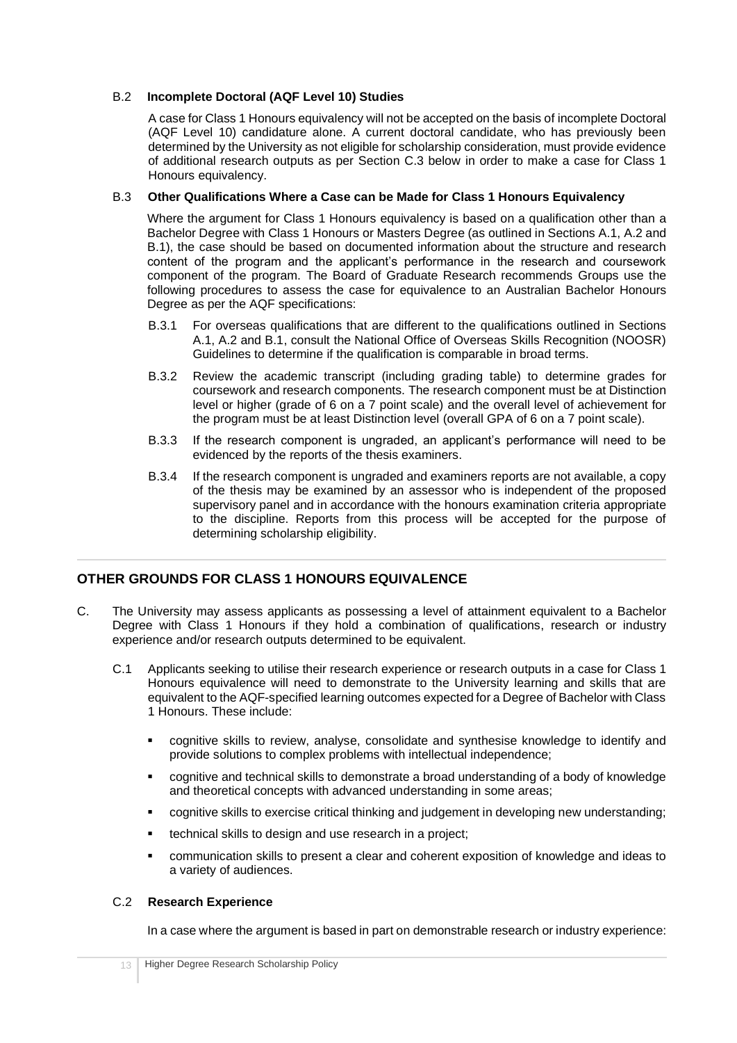B.2 **Incomplete Doctoral (AQF Level 10) Studies**

A case for Class 1 Honours equivalency will not be accepted on the basis of incomplete Doctoral (AQF Level 10) candidature alone. A current doctoral candidate, who has previously been determined by the University as not eligible for scholarship consideration, must provide evidence of additional research outputs as per Section C.3 below in order to make a case for Class 1 Honours equivalency.

B.3 **Other Qualifications Where a Case can be Made for Class 1 Honours Equivalency**

Where the argument for Class 1 Honours equivalency is based on a qualification other than a Bachelor Degree with Class 1 Honours or Masters Degree (as outlined in Sections A.1, A.2 and B.1), the case should be based on documented information about the structure and research content of the program and the applicant's performance in the research and coursework component of the program. The Board of Graduate Research recommends Groups use the following procedures to assess the case for equivalence to an Australian Bachelor Honours Degree as per the AQF specifications:

B.3.1 For overseas qualifications that are different to the qualifications outlined in Sections A.1, A.2 and B.1, consult the National Office of Overseas Skills Recognition (NOOSR) Guidelines to determine if the qualification is comparable in broad terms.

B.3.2 Review the academic transcript (including grading table) to determine grades for coursework and research components. The research component must be at Distinction level or higher (grade of 6 on a 7 point scale) and the overall level of achievement for the program must be at least Distinction level (overall GPA of 6 on a 7 point scale).

B.3.3 If the research component is ungraded, an applicant's performance will need to be evidenced by the reports of the thesis examiners.

B.3.4 If the research component is ungraded and examiners reports are not available, a copy of the thesis may be examined by an assessor who is independent of the proposed supervisory panel and in accordance with the honours examination criteria appropriate to the discipline. Reports from this process will be accepted for the purpose of determining scholarship eligibility.

## OTHER GROUNDS FOR CLASS 1 HONOURS EQUIVALENCE

C. The University may assess applicants as possessing a level of attainment equivalent to a Bachelor Degree with Class 1 Honours if they hold a combination of qualifications, research or industry experience and/or research outputs determined to be equivalent.

C.1 Applicants seeking to utilise their research experience or research outputs in a case for Class 1 Honours equivalence will need to demonstrate to the University learning and skills that are equivalent to the AQF-specified learning outcomes expected for a Degree of Bachelor with Class 1 Honours. These include:

- cognitive skills to review, analyse, consolidate and synthesise knowledge to identify and provide solutions to complex problems with intellectual independence;
- cognitive and technical skills to demonstrate a broad understanding of a body of knowledge and theoretical concepts with advanced understanding in some areas;
- cognitive skills to exercise critical thinking and judgement in developing new understanding;
- technical skills to design and use research in a project;
- communication skills to present a clear and coherent exposition of knowledge and ideas to a variety of audiences.

C.2 **Research Experience**

In a case where the argument is based in part on demonstrable research or industry experience: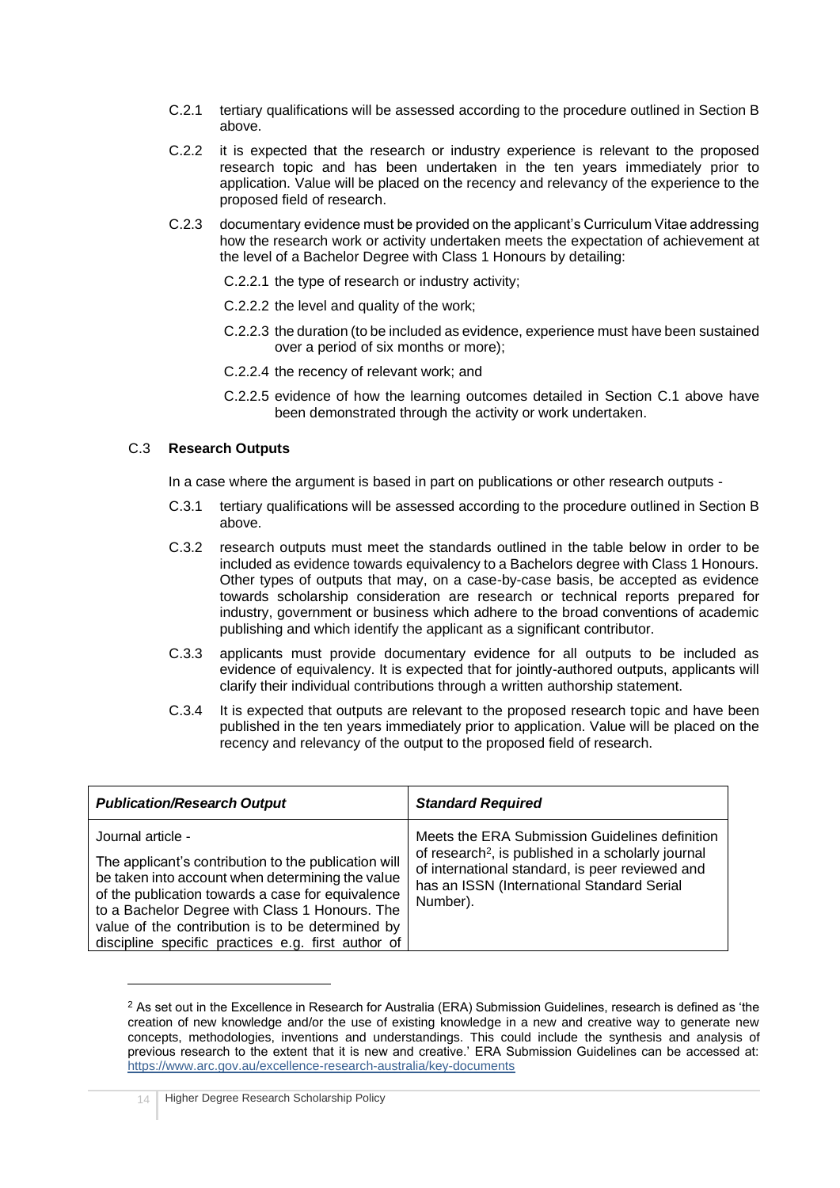C.2.1 tertiary qualifications will be assessed according to the procedure outlined in Section B above.

C.2.2 it is expected that the research or industry experience is relevant to the proposed research topic and has been undertaken in the ten years immediately prior to application. Value will be placed on the recency and relevancy of the experience to the proposed field of research.

C.2.3 documentary evidence must be provided on the applicant's Curriculum Vitae addressing how the research work or activity undertaken meets the expectation of achievement at the level of a Bachelor Degree with Class 1 Honours by detailing:

C.2.2.1 the type of research or industry activity;

C.2.2.2 the level and quality of the work;

C.2.2.3 the duration (to be included as evidence, experience must have been sustained over a period of six months or more);

C.2.2.4 the recency of relevant work; and

C.2.2.5 evidence of how the learning outcomes detailed in Section C.1 above have been demonstrated through the activity or work undertaken.

### C.3 Research Outputs

In a case where the argument is based in part on publications or other research outputs -

C.3.1 tertiary qualifications will be assessed according to the procedure outlined in Section B above.

C.3.2 research outputs must meet the standards outlined in the table below in order to be included as evidence towards equivalency to a Bachelors degree with Class 1 Honours. Other types of outputs that may, on a case-by-case basis, be accepted as evidence towards scholarship consideration are research or technical reports prepared for industry, government or business which adhere to the broad conventions of academic publishing and which identify the applicant as a significant contributor.

C.3.3 applicants must provide documentary evidence for all outputs to be included as evidence of equivalency. It is expected that for jointly-authored outputs, applicants will clarify their individual contributions through a written authorship statement.

C.3.4 It is expected that outputs are relevant to the proposed research topic and have been published in the ten years immediately prior to application. Value will be placed on the recency and relevancy of the output to the proposed field of research.

| ***Publication/Research Output*** | ***Standard Required*** |
|---|---|
| Journal article - <br><br> The applicant's contribution to the publication will be taken into account when determining the value of the publication towards a case for equivalence to a Bachelor Degree with Class 1 Honours. The value of the contribution is to be determined by discipline specific practices e.g. first author of | Meets the ERA Submission Guidelines definition of research[2], is published in a scholarly journal of international standard, is peer reviewed and has an ISSN (International Standard Serial Number). |

[2] As set out in the Excellence in Research for Australia (ERA) Submission Guidelines, research is defined as 'the creation of new knowledge and/or the use of existing knowledge in a new and creative way to generate new concepts, methodologies, inventions and understandings. This could include the synthesis and analysis of previous research to the extent that it is new and creative.' ERA Submission Guidelines can be accessed at: https://www.arc.gov.au/excellence-research-australia/key-documents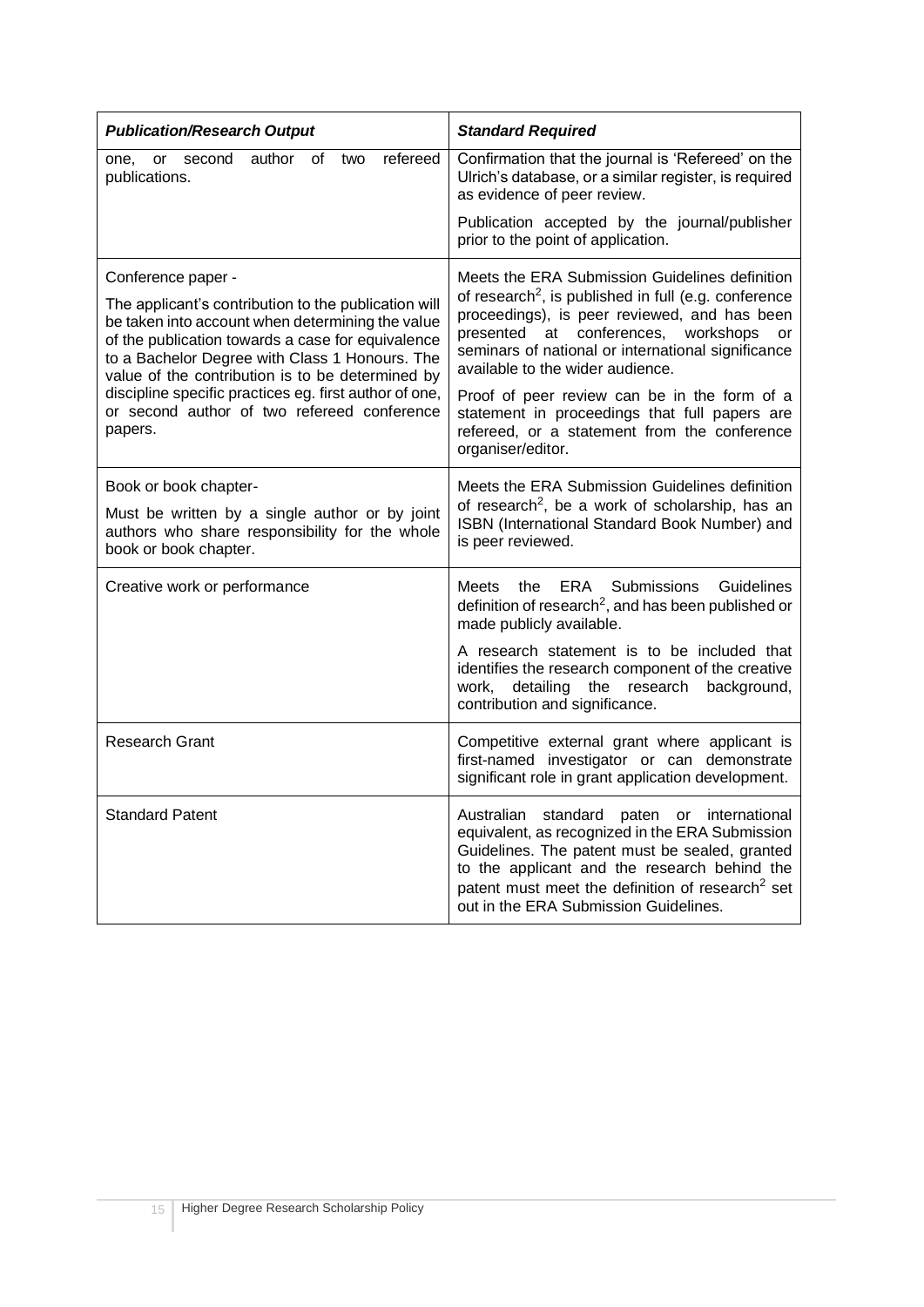| *Publication/Research Output* | *Standard Required* |
|---|---|
| one, or second author of two refereed publications. | Confirmation that the journal is 'Refereed' on the Ulrich's database, or a similar register, is required as evidence of peer review.<br><br>Publication accepted by the journal/publisher prior to the point of application. |
| Conference paper -<br><br>The applicant's contribution to the publication will be taken into account when determining the value of the publication towards a case for equivalence to a Bachelor Degree with Class 1 Honours. The value of the contribution is to be determined by discipline specific practices eg. first author of one, or second author of two refereed conference papers. | Meets the ERA Submission Guidelines definition of research[2], is published in full (e.g. conference proceedings), is peer reviewed, and has been presented at conferences, workshops or seminars of national or international significance available to the wider audience.<br><br>Proof of peer review can be in the form of a statement in proceedings that full papers are refereed, or a statement from the conference organiser/editor. |
| Book or book chapter-<br><br>Must be written by a single author or by joint authors who share responsibility for the whole book or book chapter. | Meets the ERA Submission Guidelines definition of research[2], be a work of scholarship, has an ISBN (International Standard Book Number) and is peer reviewed. |
| Creative work or performance | Meets the ERA Submissions Guidelines definition of research[2], and has been published or made publicly available.<br><br>A research statement is to be included that identifies the research component of the creative work, detailing the research background, contribution and significance. |
| Research Grant | Competitive external grant where applicant is first-named investigator or can demonstrate significant role in grant application development. |
| Standard Patent | Australian standard paten or international equivalent, as recognized in the ERA Submission Guidelines. The patent must be sealed, granted to the applicant and the research behind the patent must meet the definition of research[2] set out in the ERA Submission Guidelines. |